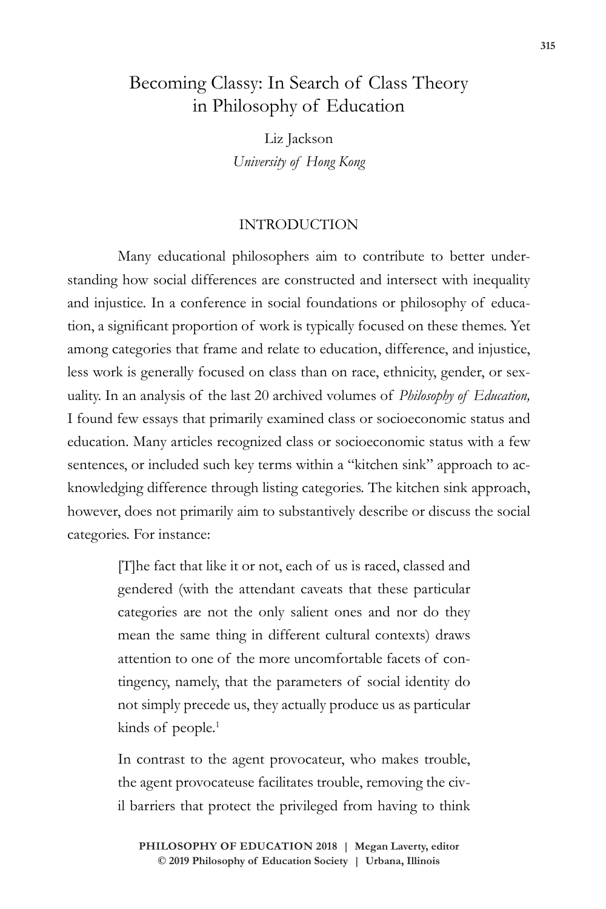# Becoming Classy: In Search of Class Theory in Philosophy of Education

Liz Jackson
*University of Hong Kong*

## INTRODUCTION

Many educational philosophers aim to contribute to better understanding how social differences are constructed and intersect with inequality and injustice. In a conference in social foundations or philosophy of education, a significant proportion of work is typically focused on these themes. Yet among categories that frame and relate to education, difference, and injustice, less work is generally focused on class than on race, ethnicity, gender, or sexuality. In an analysis of the last 20 archived volumes of *Philosophy of Education,* I found few essays that primarily examined class or socioeconomic status and education. Many articles recognized class or socioeconomic status with a few sentences, or included such key terms within a "kitchen sink" approach to acknowledging difference through listing categories. The kitchen sink approach, however, does not primarily aim to substantively describe or discuss the social categories. For instance:

> [T]he fact that like it or not, each of us is raced, classed and gendered (with the attendant caveats that these particular categories are not the only salient ones and nor do they mean the same thing in different cultural contexts) draws attention to one of the more uncomfortable facets of contingency, namely, that the parameters of social identity do not simply precede us, they actually produce us as particular kinds of people.[1]

> In contrast to the agent provocateur, who makes trouble, the agent provocateuse facilitates trouble, removing the civil barriers that protect the privileged from having to think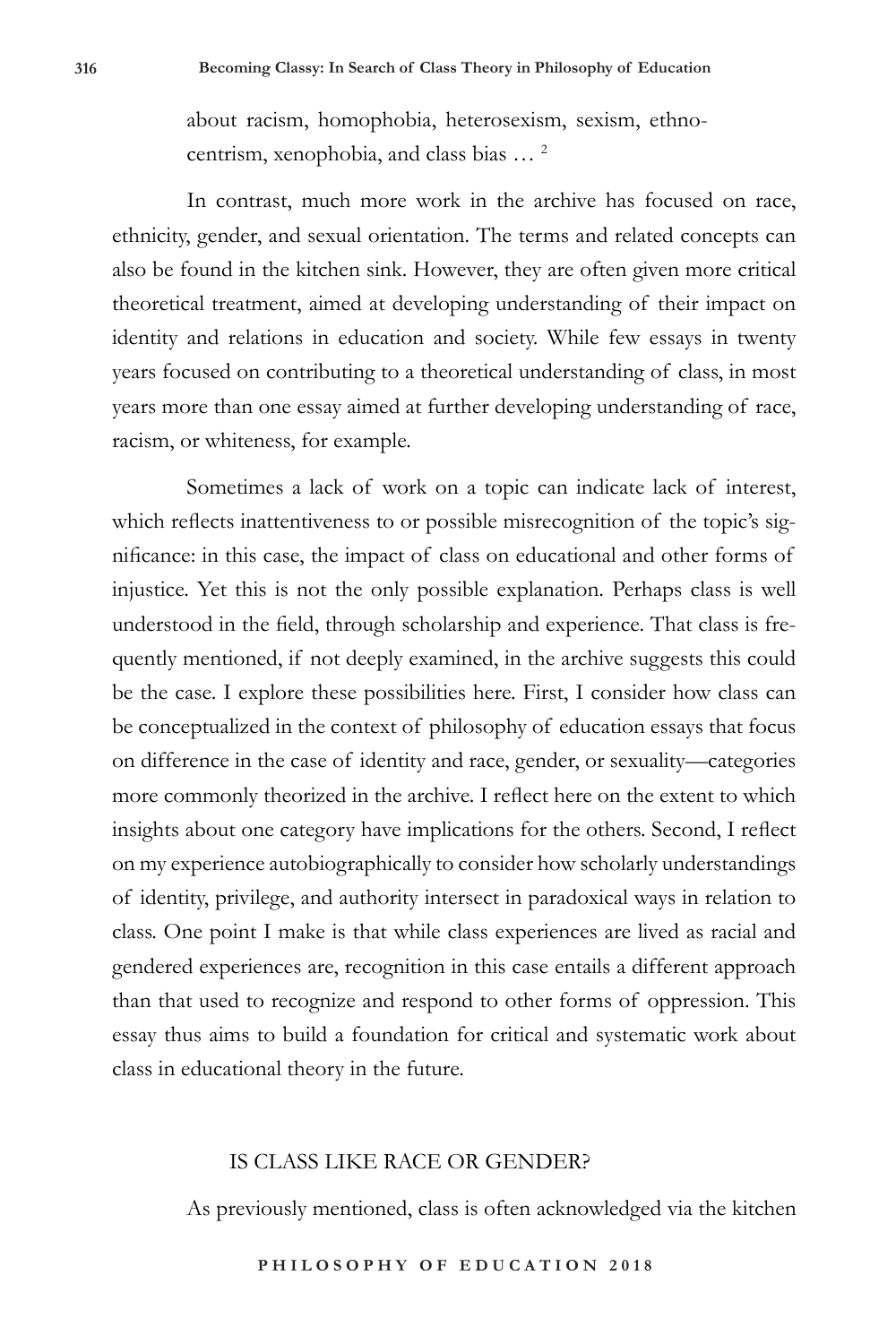about racism, homophobia, heterosexism, sexism, ethnocentrism, xenophobia, and class bias … [2]

In contrast, much more work in the archive has focused on race, ethnicity, gender, and sexual orientation. The terms and related concepts can also be found in the kitchen sink. However, they are often given more critical theoretical treatment, aimed at developing understanding of their impact on identity and relations in education and society. While few essays in twenty years focused on contributing to a theoretical understanding of class, in most years more than one essay aimed at further developing understanding of race, racism, or whiteness, for example.

Sometimes a lack of work on a topic can indicate lack of interest, which reflects inattentiveness to or possible misrecognition of the topic's significance: in this case, the impact of class on educational and other forms of injustice. Yet this is not the only possible explanation. Perhaps class is well understood in the field, through scholarship and experience. That class is frequently mentioned, if not deeply examined, in the archive suggests this could be the case. I explore these possibilities here. First, I consider how class can be conceptualized in the context of philosophy of education essays that focus on difference in the case of identity and race, gender, or sexuality—categories more commonly theorized in the archive. I reflect here on the extent to which insights about one category have implications for the others. Second, I reflect on my experience autobiographically to consider how scholarly understandings of identity, privilege, and authority intersect in paradoxical ways in relation to class. One point I make is that while class experiences are lived as racial and gendered experiences are, recognition in this case entails a different approach than that used to recognize and respond to other forms of oppression. This essay thus aims to build a foundation for critical and systematic work about class in educational theory in the future.

## IS CLASS LIKE RACE OR GENDER?

As previously mentioned, class is often acknowledged via the kitchen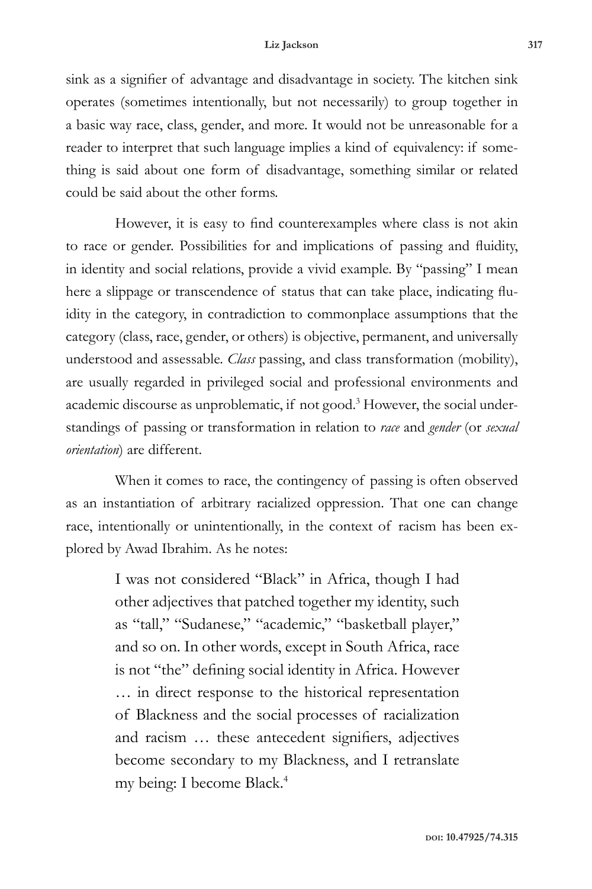sink as a signifier of advantage and disadvantage in society. The kitchen sink operates (sometimes intentionally, but not necessarily) to group together in a basic way race, class, gender, and more. It would not be unreasonable for a reader to interpret that such language implies a kind of equivalency: if something is said about one form of disadvantage, something similar or related could be said about the other forms.

However, it is easy to find counterexamples where class is not akin to race or gender. Possibilities for and implications of passing and fluidity, in identity and social relations, provide a vivid example. By "passing" I mean here a slippage or transcendence of status that can take place, indicating fluidity in the category, in contradiction to commonplace assumptions that the category (class, race, gender, or others) is objective, permanent, and universally understood and assessable. *Class* passing, and class transformation (mobility), are usually regarded in privileged social and professional environments and academic discourse as unproblematic, if not good.[3] However, the social understandings of passing or transformation in relation to *race* and *gender* (or *sexual orientation*) are different.

When it comes to race, the contingency of passing is often observed as an instantiation of arbitrary racialized oppression. That one can change race, intentionally or unintentionally, in the context of racism has been explored by Awad Ibrahim. As he notes:

> I was not considered "Black" in Africa, though I had other adjectives that patched together my identity, such as "tall," "Sudanese," "academic," "basketball player," and so on. In other words, except in South Africa, race is not "the" defining social identity in Africa. However … in direct response to the historical representation of Blackness and the social processes of racialization and racism … these antecedent signifiers, adjectives become secondary to my Blackness, and I retranslate my being: I become Black.[4]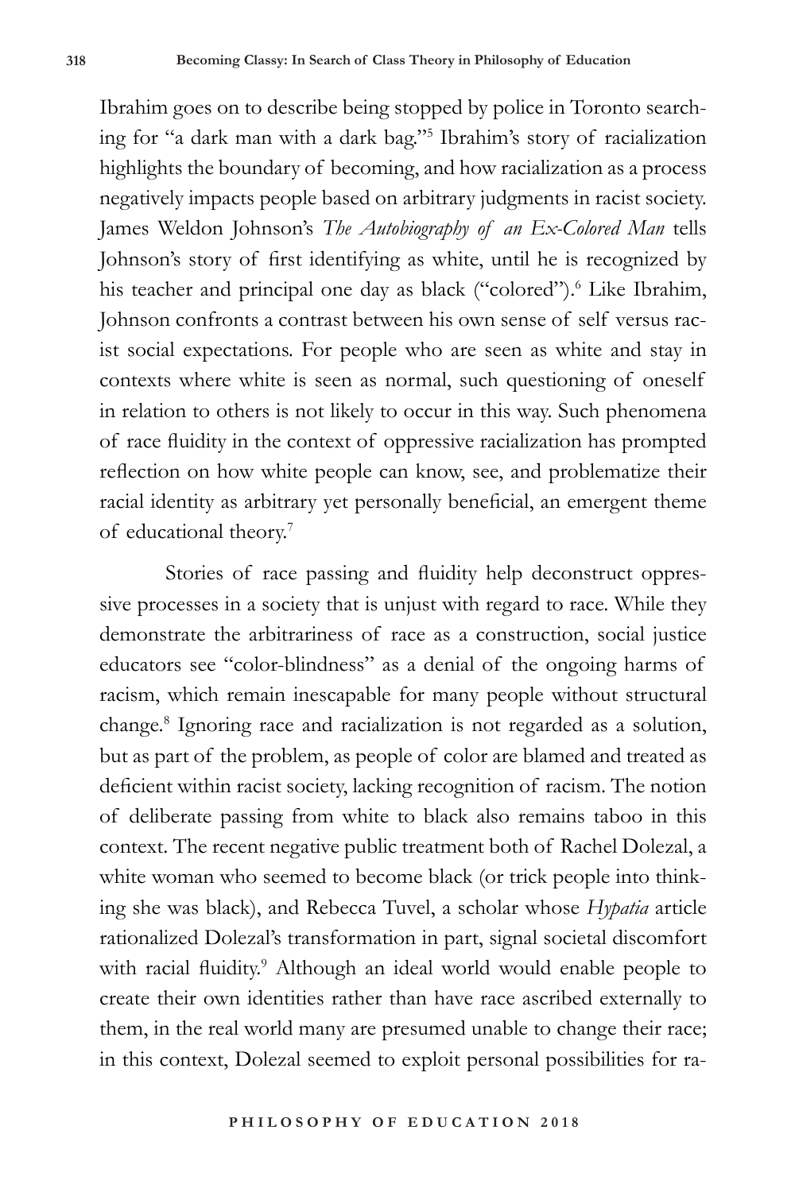Ibrahim goes on to describe being stopped by police in Toronto searching for "a dark man with a dark bag."[5] Ibrahim's story of racialization highlights the boundary of becoming, and how racialization as a process negatively impacts people based on arbitrary judgments in racist society. James Weldon Johnson's *The Autobiography of an Ex-Colored Man* tells Johnson's story of first identifying as white, until he is recognized by his teacher and principal one day as black ("colored").[6] Like Ibrahim, Johnson confronts a contrast between his own sense of self versus racist social expectations. For people who are seen as white and stay in contexts where white is seen as normal, such questioning of oneself in relation to others is not likely to occur in this way. Such phenomena of race fluidity in the context of oppressive racialization has prompted reflection on how white people can know, see, and problematize their racial identity as arbitrary yet personally beneficial, an emergent theme of educational theory.[7]

Stories of race passing and fluidity help deconstruct oppressive processes in a society that is unjust with regard to race. While they demonstrate the arbitrariness of race as a construction, social justice educators see "color-blindness" as a denial of the ongoing harms of racism, which remain inescapable for many people without structural change.[8] Ignoring race and racialization is not regarded as a solution, but as part of the problem, as people of color are blamed and treated as deficient within racist society, lacking recognition of racism. The notion of deliberate passing from white to black also remains taboo in this context. The recent negative public treatment both of Rachel Dolezal, a white woman who seemed to become black (or trick people into thinking she was black), and Rebecca Tuvel, a scholar whose *Hypatia* article rationalized Dolezal's transformation in part, signal societal discomfort with racial fluidity.[9] Although an ideal world would enable people to create their own identities rather than have race ascribed externally to them, in the real world many are presumed unable to change their race; in this context, Dolezal seemed to exploit personal possibilities for ra-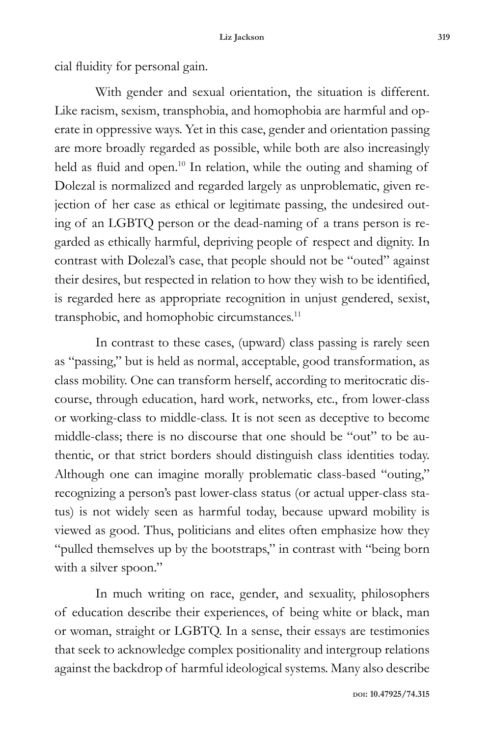cial fluidity for personal gain.

With gender and sexual orientation, the situation is different. Like racism, sexism, transphobia, and homophobia are harmful and operate in oppressive ways. Yet in this case, gender and orientation passing are more broadly regarded as possible, while both are also increasingly held as fluid and open.[10] In relation, while the outing and shaming of Dolezal is normalized and regarded largely as unproblematic, given rejection of her case as ethical or legitimate passing, the undesired outing of an LGBTQ person or the dead-naming of a trans person is regarded as ethically harmful, depriving people of respect and dignity. In contrast with Dolezal's case, that people should not be "outed" against their desires, but respected in relation to how they wish to be identified, is regarded here as appropriate recognition in unjust gendered, sexist, transphobic, and homophobic circumstances.[11]

In contrast to these cases, (upward) class passing is rarely seen as "passing," but is held as normal, acceptable, good transformation, as class mobility. One can transform herself, according to meritocratic discourse, through education, hard work, networks, etc., from lower-class or working-class to middle-class. It is not seen as deceptive to become middle-class; there is no discourse that one should be "out" to be authentic, or that strict borders should distinguish class identities today. Although one can imagine morally problematic class-based "outing," recognizing a person's past lower-class status (or actual upper-class status) is not widely seen as harmful today, because upward mobility is viewed as good. Thus, politicians and elites often emphasize how they "pulled themselves up by the bootstraps," in contrast with "being born with a silver spoon."

In much writing on race, gender, and sexuality, philosophers of education describe their experiences, of being white or black, man or woman, straight or LGBTQ. In a sense, their essays are testimonies that seek to acknowledge complex positionality and intergroup relations against the backdrop of harmful ideological systems. Many also describe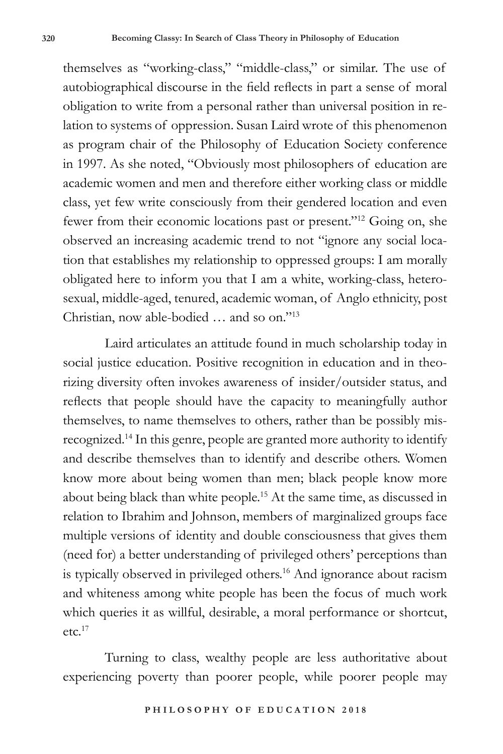themselves as "working-class," "middle-class," or similar. The use of autobiographical discourse in the field reflects in part a sense of moral obligation to write from a personal rather than universal position in relation to systems of oppression. Susan Laird wrote of this phenomenon as program chair of the Philosophy of Education Society conference in 1997. As she noted, "Obviously most philosophers of education are academic women and men and therefore either working class or middle class, yet few write consciously from their gendered location and even fewer from their economic locations past or present."[12] Going on, she observed an increasing academic trend to not "ignore any social location that establishes my relationship to oppressed groups: I am morally obligated here to inform you that I am a white, working-class, heterosexual, middle-aged, tenured, academic woman, of Anglo ethnicity, post Christian, now able-bodied … and so on."[13]

Laird articulates an attitude found in much scholarship today in social justice education. Positive recognition in education and in theorizing diversity often invokes awareness of insider/outsider status, and reflects that people should have the capacity to meaningfully author themselves, to name themselves to others, rather than be possibly misrecognized.[14] In this genre, people are granted more authority to identify and describe themselves than to identify and describe others. Women know more about being women than men; black people know more about being black than white people.[15] At the same time, as discussed in relation to Ibrahim and Johnson, members of marginalized groups face multiple versions of identity and double consciousness that gives them (need for) a better understanding of privileged others' perceptions than is typically observed in privileged others.[16] And ignorance about racism and whiteness among white people has been the focus of much work which queries it as willful, desirable, a moral performance or shortcut, etc.[17]

Turning to class, wealthy people are less authoritative about experiencing poverty than poorer people, while poorer people may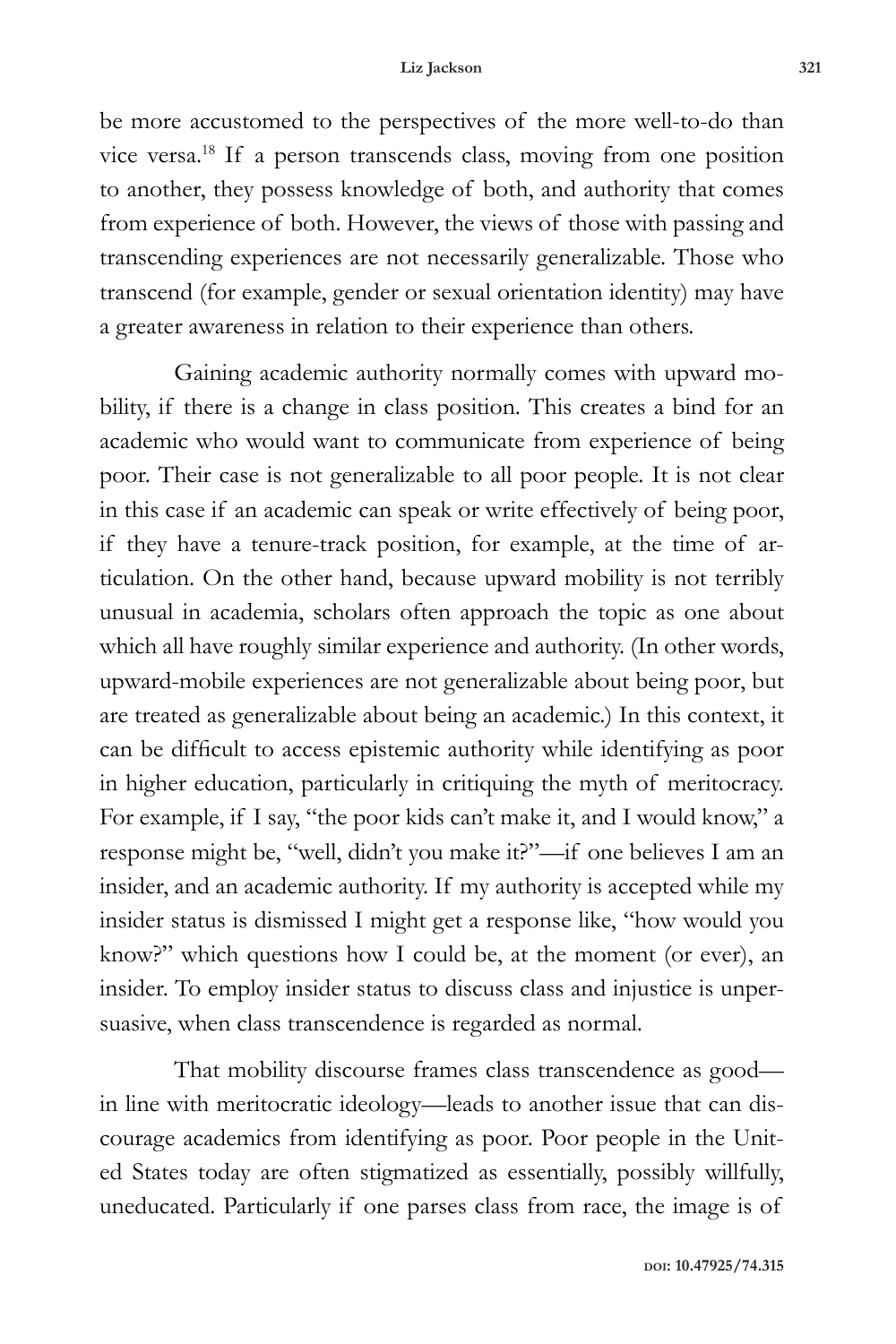be more accustomed to the perspectives of the more well-to-do than vice versa.[18] If a person transcends class, moving from one position to another, they possess knowledge of both, and authority that comes from experience of both. However, the views of those with passing and transcending experiences are not necessarily generalizable. Those who transcend (for example, gender or sexual orientation identity) may have a greater awareness in relation to their experience than others.

Gaining academic authority normally comes with upward mobility, if there is a change in class position. This creates a bind for an academic who would want to communicate from experience of being poor. Their case is not generalizable to all poor people. It is not clear in this case if an academic can speak or write effectively of being poor, if they have a tenure-track position, for example, at the time of articulation. On the other hand, because upward mobility is not terribly unusual in academia, scholars often approach the topic as one about which all have roughly similar experience and authority. (In other words, upward-mobile experiences are not generalizable about being poor, but are treated as generalizable about being an academic.) In this context, it can be difficult to access epistemic authority while identifying as poor in higher education, particularly in critiquing the myth of meritocracy. For example, if I say, "the poor kids can't make it, and I would know," a response might be, "well, didn't you make it?"—if one believes I am an insider, and an academic authority. If my authority is accepted while my insider status is dismissed I might get a response like, "how would you know?" which questions how I could be, at the moment (or ever), an insider. To employ insider status to discuss class and injustice is unpersuasive, when class transcendence is regarded as normal.

That mobility discourse frames class transcendence as good—in line with meritocratic ideology—leads to another issue that can discourage academics from identifying as poor. Poor people in the United States today are often stigmatized as essentially, possibly willfully, uneducated. Particularly if one parses class from race, the image is of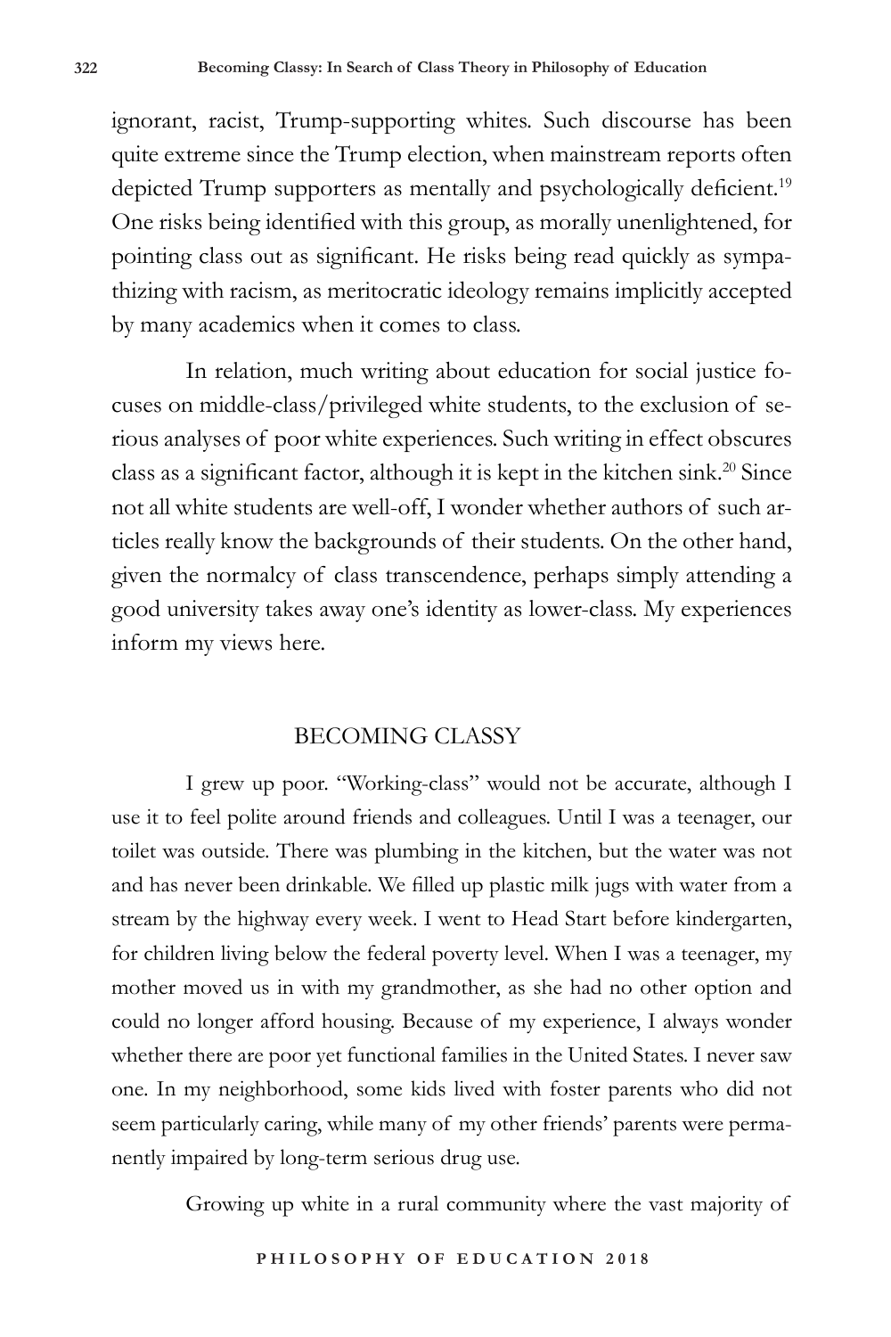ignorant, racist, Trump-supporting whites. Such discourse has been quite extreme since the Trump election, when mainstream reports often depicted Trump supporters as mentally and psychologically deficient.[19] One risks being identified with this group, as morally unenlightened, for pointing class out as significant. He risks being read quickly as sympathizing with racism, as meritocratic ideology remains implicitly accepted by many academics when it comes to class.

In relation, much writing about education for social justice focuses on middle-class/privileged white students, to the exclusion of serious analyses of poor white experiences. Such writing in effect obscures class as a significant factor, although it is kept in the kitchen sink.[20] Since not all white students are well-off, I wonder whether authors of such articles really know the backgrounds of their students. On the other hand, given the normalcy of class transcendence, perhaps simply attending a good university takes away one's identity as lower-class. My experiences inform my views here.

## BECOMING CLASSY

I grew up poor. "Working-class" would not be accurate, although I use it to feel polite around friends and colleagues. Until I was a teenager, our toilet was outside. There was plumbing in the kitchen, but the water was not and has never been drinkable. We filled up plastic milk jugs with water from a stream by the highway every week. I went to Head Start before kindergarten, for children living below the federal poverty level. When I was a teenager, my mother moved us in with my grandmother, as she had no other option and could no longer afford housing. Because of my experience, I always wonder whether there are poor yet functional families in the United States. I never saw one. In my neighborhood, some kids lived with foster parents who did not seem particularly caring, while many of my other friends' parents were permanently impaired by long-term serious drug use.

Growing up white in a rural community where the vast majority of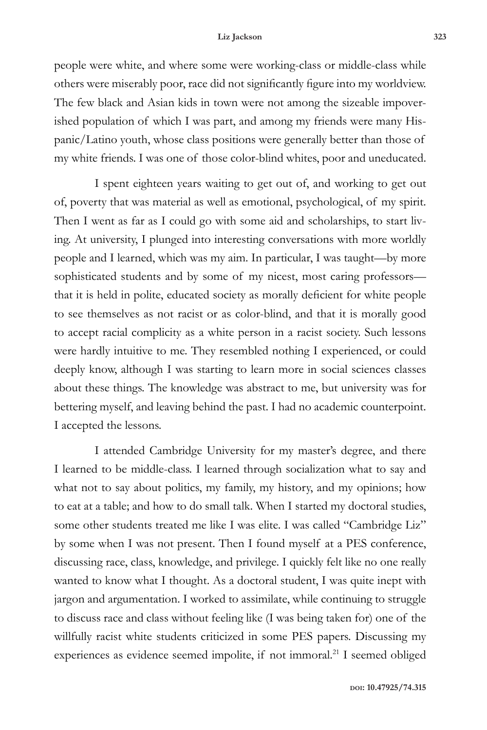people were white, and where some were working-class or middle-class while others were miserably poor, race did not significantly figure into my worldview. The few black and Asian kids in town were not among the sizeable impoverished population of which I was part, and among my friends were many Hispanic/Latino youth, whose class positions were generally better than those of my white friends. I was one of those color-blind whites, poor and uneducated.

I spent eighteen years waiting to get out of, and working to get out of, poverty that was material as well as emotional, psychological, of my spirit. Then I went as far as I could go with some aid and scholarships, to start living. At university, I plunged into interesting conversations with more worldly people and I learned, which was my aim. In particular, I was taught—by more sophisticated students and by some of my nicest, most caring professors—that it is held in polite, educated society as morally deficient for white people to see themselves as not racist or as color-blind, and that it is morally good to accept racial complicity as a white person in a racist society. Such lessons were hardly intuitive to me. They resembled nothing I experienced, or could deeply know, although I was starting to learn more in social sciences classes about these things. The knowledge was abstract to me, but university was for bettering myself, and leaving behind the past. I had no academic counterpoint. I accepted the lessons.

I attended Cambridge University for my master's degree, and there I learned to be middle-class. I learned through socialization what to say and what not to say about politics, my family, my history, and my opinions; how to eat at a table; and how to do small talk. When I started my doctoral studies, some other students treated me like I was elite. I was called "Cambridge Liz" by some when I was not present. Then I found myself at a PES conference, discussing race, class, knowledge, and privilege. I quickly felt like no one really wanted to know what I thought. As a doctoral student, I was quite inept with jargon and argumentation. I worked to assimilate, while continuing to struggle to discuss race and class without feeling like (I was being taken for) one of the willfully racist white students criticized in some PES papers. Discussing my experiences as evidence seemed impolite, if not immoral.[21] I seemed obliged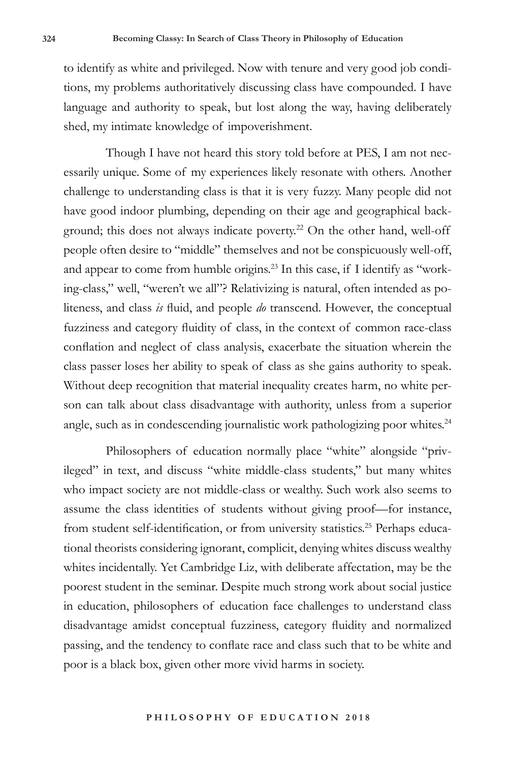to identify as white and privileged. Now with tenure and very good job conditions, my problems authoritatively discussing class have compounded. I have language and authority to speak, but lost along the way, having deliberately shed, my intimate knowledge of impoverishment.

Though I have not heard this story told before at PES, I am not necessarily unique. Some of my experiences likely resonate with others. Another challenge to understanding class is that it is very fuzzy. Many people did not have good indoor plumbing, depending on their age and geographical background; this does not always indicate poverty.[22] On the other hand, well-off people often desire to "middle" themselves and not be conspicuously well-off, and appear to come from humble origins.[23] In this case, if I identify as "working-class," well, "weren't we all"? Relativizing is natural, often intended as politeness, and class *is* fluid, and people *do* transcend. However, the conceptual fuzziness and category fluidity of class, in the context of common race-class conflation and neglect of class analysis, exacerbate the situation wherein the class passer loses her ability to speak of class as she gains authority to speak. Without deep recognition that material inequality creates harm, no white person can talk about class disadvantage with authority, unless from a superior angle, such as in condescending journalistic work pathologizing poor whites.[24]

Philosophers of education normally place "white" alongside "privileged" in text, and discuss "white middle-class students," but many whites who impact society are not middle-class or wealthy. Such work also seems to assume the class identities of students without giving proof—for instance, from student self-identification, or from university statistics.[25] Perhaps educational theorists considering ignorant, complicit, denying whites discuss wealthy whites incidentally. Yet Cambridge Liz, with deliberate affectation, may be the poorest student in the seminar. Despite much strong work about social justice in education, philosophers of education face challenges to understand class disadvantage amidst conceptual fuzziness, category fluidity and normalized passing, and the tendency to conflate race and class such that to be white and poor is a black box, given other more vivid harms in society.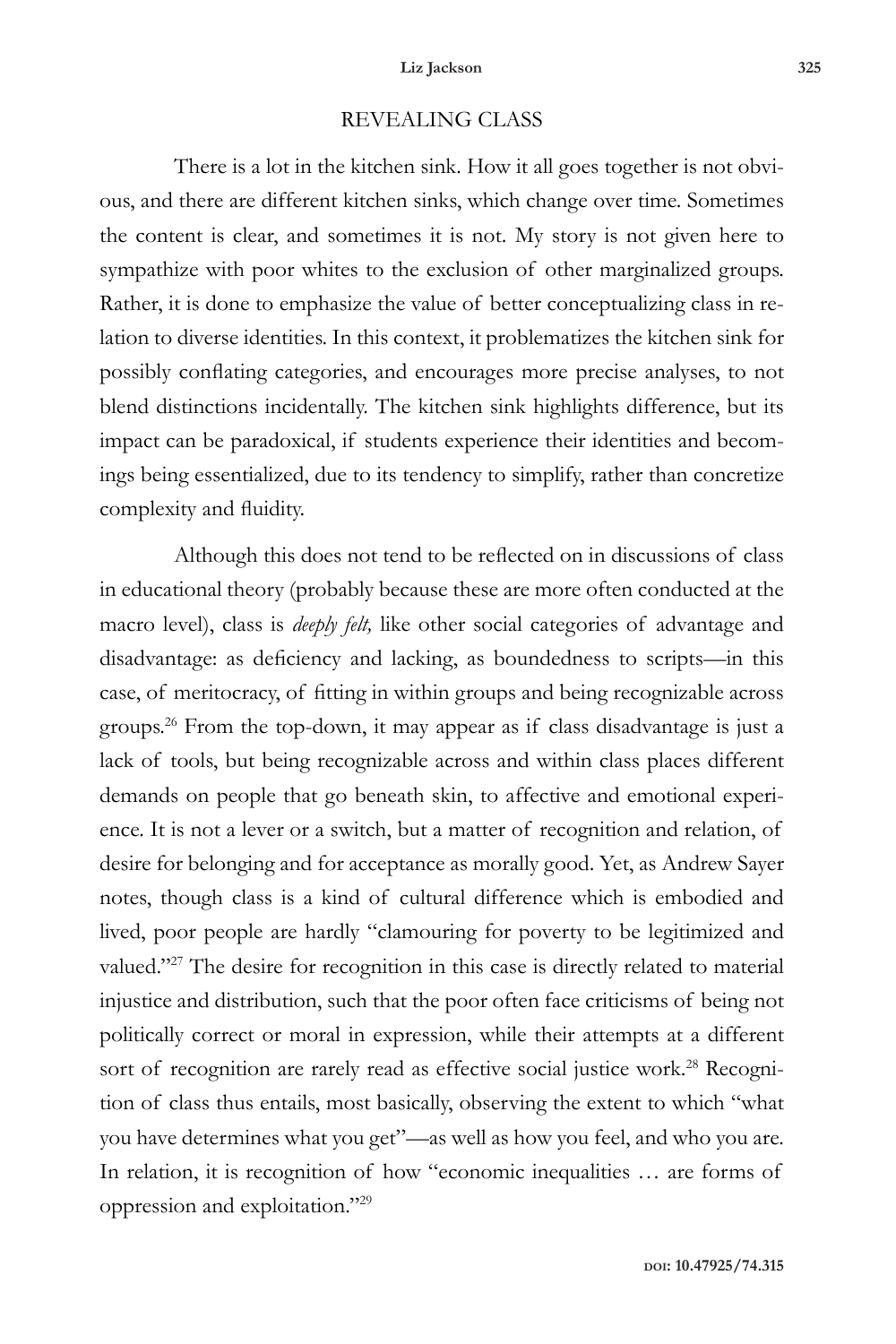## REVEALING CLASS

There is a lot in the kitchen sink. How it all goes together is not obvious, and there are different kitchen sinks, which change over time. Sometimes the content is clear, and sometimes it is not. My story is not given here to sympathize with poor whites to the exclusion of other marginalized groups. Rather, it is done to emphasize the value of better conceptualizing class in relation to diverse identities. In this context, it problematizes the kitchen sink for possibly conflating categories, and encourages more precise analyses, to not blend distinctions incidentally. The kitchen sink highlights difference, but its impact can be paradoxical, if students experience their identities and becomings being essentialized, due to its tendency to simplify, rather than concretize complexity and fluidity.

Although this does not tend to be reflected on in discussions of class in educational theory (probably because these are more often conducted at the macro level), class is *deeply felt,* like other social categories of advantage and disadvantage: as deficiency and lacking, as boundedness to scripts—in this case, of meritocracy, of fitting in within groups and being recognizable across groups.[26] From the top-down, it may appear as if class disadvantage is just a lack of tools, but being recognizable across and within class places different demands on people that go beneath skin, to affective and emotional experience. It is not a lever or a switch, but a matter of recognition and relation, of desire for belonging and for acceptance as morally good. Yet, as Andrew Sayer notes, though class is a kind of cultural difference which is embodied and lived, poor people are hardly "clamouring for poverty to be legitimized and valued."[27] The desire for recognition in this case is directly related to material injustice and distribution, such that the poor often face criticisms of being not politically correct or moral in expression, while their attempts at a different sort of recognition are rarely read as effective social justice work.[28] Recognition of class thus entails, most basically, observing the extent to which "what you have determines what you get"—as well as how you feel, and who you are. In relation, it is recognition of how "economic inequalities … are forms of oppression and exploitation."[29]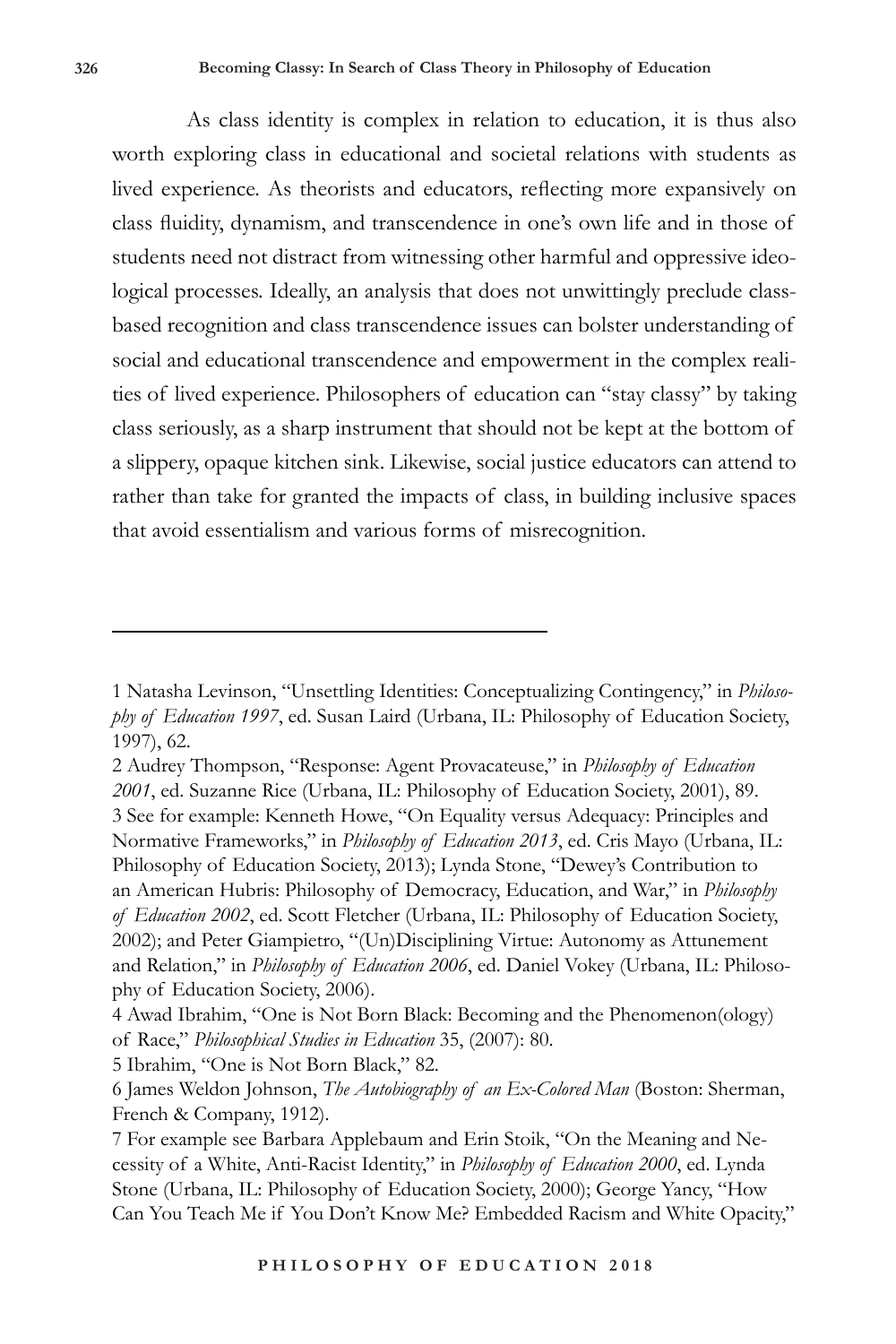As class identity is complex in relation to education, it is thus also worth exploring class in educational and societal relations with students as lived experience. As theorists and educators, reflecting more expansively on class fluidity, dynamism, and transcendence in one's own life and in those of students need not distract from witnessing other harmful and oppressive ideological processes. Ideally, an analysis that does not unwittingly preclude class-based recognition and class transcendence issues can bolster understanding of social and educational transcendence and empowerment in the complex realities of lived experience. Philosophers of education can "stay classy" by taking class seriously, as a sharp instrument that should not be kept at the bottom of a slippery, opaque kitchen sink. Likewise, social justice educators can attend to rather than take for granted the impacts of class, in building inclusive spaces that avoid essentialism and various forms of misrecognition.

---

1 Natasha Levinson, "Unsettling Identities: Conceptualizing Contingency," in *Philosophy of Education 1997*, ed. Susan Laird (Urbana, IL: Philosophy of Education Society, 1997), 62.

2 Audrey Thompson, "Response: Agent Provacateuse," in *Philosophy of Education 2001*, ed. Suzanne Rice (Urbana, IL: Philosophy of Education Society, 2001), 89.

3 See for example: Kenneth Howe, "On Equality versus Adequacy: Principles and Normative Frameworks," in *Philosophy of Education 2013*, ed. Cris Mayo (Urbana, IL: Philosophy of Education Society, 2013); Lynda Stone, "Dewey's Contribution to an American Hubris: Philosophy of Democracy, Education, and War," in *Philosophy of Education 2002*, ed. Scott Fletcher (Urbana, IL: Philosophy of Education Society, 2002); and Peter Giampietro, "(Un)Disciplining Virtue: Autonomy as Attunement and Relation," in *Philosophy of Education 2006*, ed. Daniel Vokey (Urbana, IL: Philosophy of Education Society, 2006).

4 Awad Ibrahim, "One is Not Born Black: Becoming and the Phenomenon(ology) of Race," *Philosophical Studies in Education* 35, (2007): 80.

5 Ibrahim, "One is Not Born Black," 82.

6 James Weldon Johnson, *The Autobiography of an Ex-Colored Man* (Boston: Sherman, French & Company, 1912).

7 For example see Barbara Applebaum and Erin Stoik, "On the Meaning and Necessity of a White, Anti-Racist Identity," in *Philosophy of Education 2000*, ed. Lynda Stone (Urbana, IL: Philosophy of Education Society, 2000); George Yancy, "How Can You Teach Me if You Don't Know Me? Embedded Racism and White Opacity,"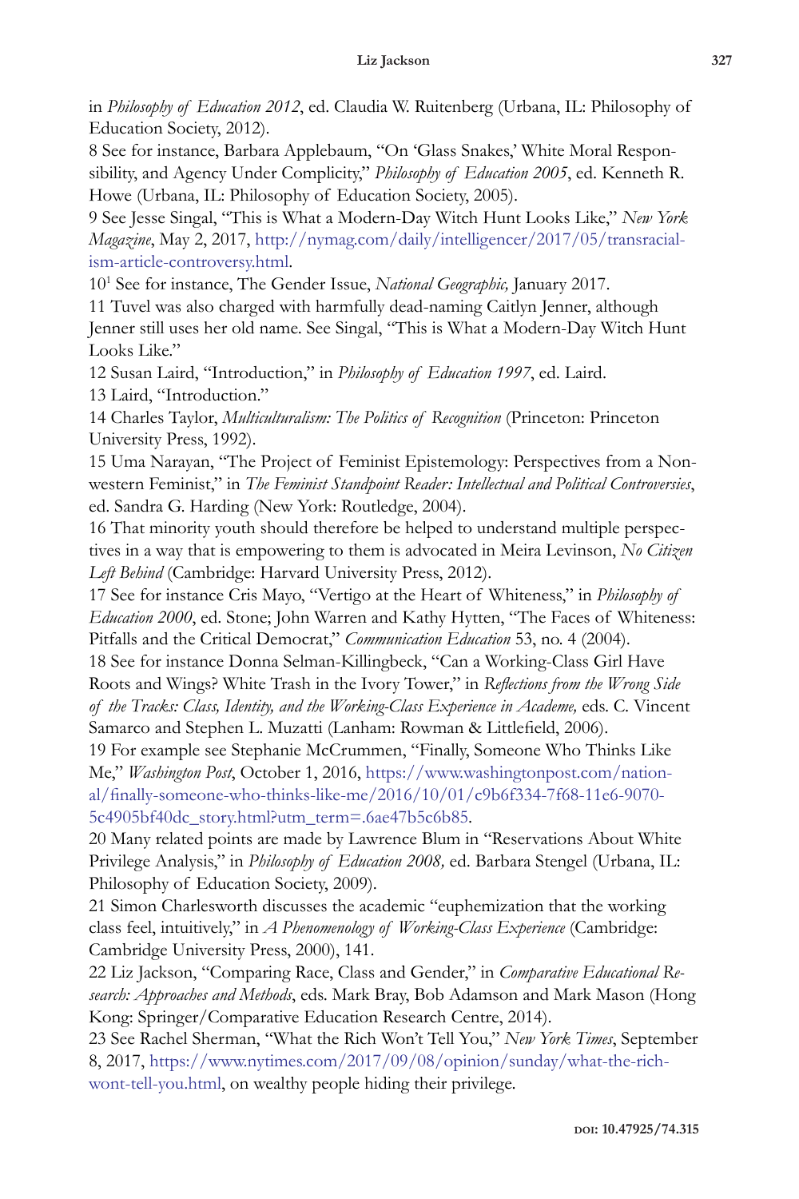in *Philosophy of Education 2012*, ed. Claudia W. Ruitenberg (Urbana, IL: Philosophy of Education Society, 2012).

8 See for instance, Barbara Applebaum, "On 'Glass Snakes,' White Moral Responsibility, and Agency Under Complicity," *Philosophy of Education 2005*, ed. Kenneth R. Howe (Urbana, IL: Philosophy of Education Society, 2005).

9 See Jesse Singal, "This is What a Modern-Day Witch Hunt Looks Like," *New York Magazine*, May 2, 2017, http://nymag.com/daily/intelligencer/2017/05/transracialism-article-controversy.html.

10[1] See for instance, The Gender Issue, *National Geographic,* January 2017.

11 Tuvel was also charged with harmfully dead-naming Caitlyn Jenner, although Jenner still uses her old name. See Singal, "This is What a Modern-Day Witch Hunt Looks Like."

12 Susan Laird, "Introduction," in *Philosophy of Education 1997*, ed. Laird.

13 Laird, "Introduction."

14 Charles Taylor, *Multiculturalism: The Politics of Recognition* (Princeton: Princeton University Press, 1992).

15 Uma Narayan, "The Project of Feminist Epistemology: Perspectives from a Nonwestern Feminist," in *The Feminist Standpoint Reader: Intellectual and Political Controversies*, ed. Sandra G. Harding (New York: Routledge, 2004).

16 That minority youth should therefore be helped to understand multiple perspectives in a way that is empowering to them is advocated in Meira Levinson, *No Citizen Left Behind* (Cambridge: Harvard University Press, 2012).

17 See for instance Cris Mayo, "Vertigo at the Heart of Whiteness," in *Philosophy of Education 2000*, ed. Stone; John Warren and Kathy Hytten, "The Faces of Whiteness: Pitfalls and the Critical Democrat," *Communication Education* 53, no. 4 (2004).

18 See for instance Donna Selman-Killingbeck, "Can a Working-Class Girl Have Roots and Wings? White Trash in the Ivory Tower," in *Reflections from the Wrong Side of the Tracks: Class, Identity, and the Working-Class Experience in Academe,* eds. C. Vincent Samarco and Stephen L. Muzatti (Lanham: Rowman & Littlefield, 2006).

19 For example see Stephanie McCrummen, "Finally, Someone Who Thinks Like Me," *Washington Post*, October 1, 2016, https://www.washingtonpost.com/national/finally-someone-who-thinks-like-me/2016/10/01/c9b6f334-7f68-11e6-9070-5c4905bf40dc_story.html?utm_term=.6ae47b5c6b85.

20 Many related points are made by Lawrence Blum in "Reservations About White Privilege Analysis," in *Philosophy of Education 2008,* ed. Barbara Stengel (Urbana, IL: Philosophy of Education Society, 2009).

21 Simon Charlesworth discusses the academic "euphemization that the working class feel, intuitively," in *A Phenomenology of Working-Class Experience* (Cambridge: Cambridge University Press, 2000), 141.

22 Liz Jackson, "Comparing Race, Class and Gender," in *Comparative Educational Research: Approaches and Methods*, eds. Mark Bray, Bob Adamson and Mark Mason (Hong Kong: Springer/Comparative Education Research Centre, 2014).

23 See Rachel Sherman, "What the Rich Won't Tell You," *New York Times*, September 8, 2017, https://www.nytimes.com/2017/09/08/opinion/sunday/what-the-rich-wont-tell-you.html, on wealthy people hiding their privilege.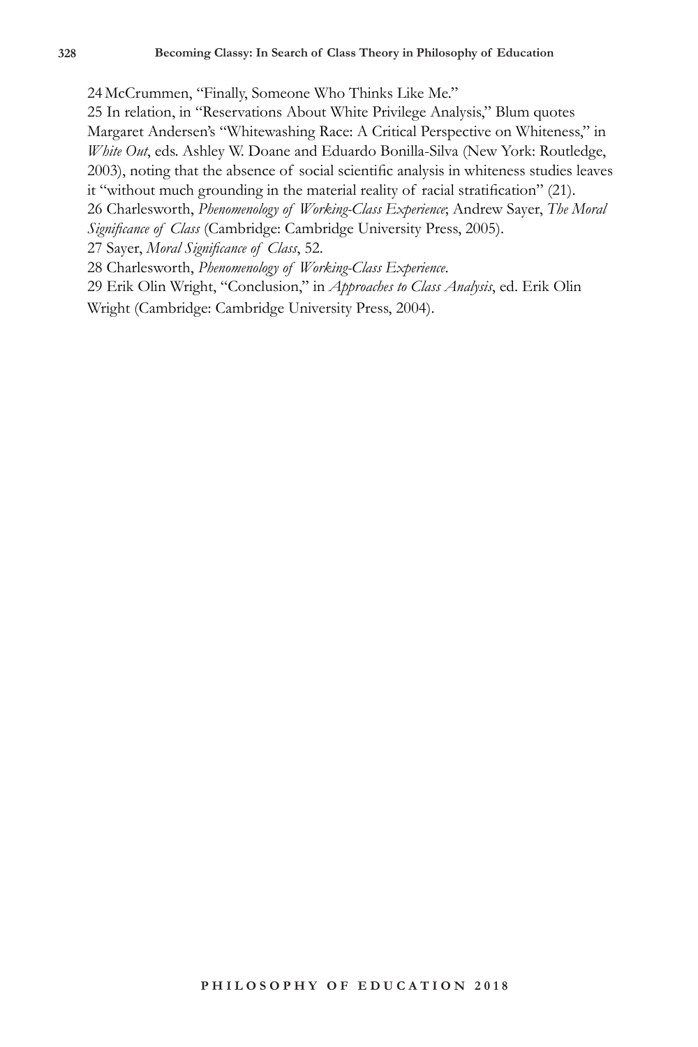24 McCrummen, "Finally, Someone Who Thinks Like Me."

25 In relation, in "Reservations About White Privilege Analysis," Blum quotes Margaret Andersen's "Whitewashing Race: A Critical Perspective on Whiteness," in *White Out*, eds. Ashley W. Doane and Eduardo Bonilla-Silva (New York: Routledge, 2003), noting that the absence of social scientific analysis in whiteness studies leaves it "without much grounding in the material reality of racial stratification" (21).

26 Charlesworth, *Phenomenology of Working-Class Experience*; Andrew Sayer, *The Moral Significance of Class* (Cambridge: Cambridge University Press, 2005).

27 Sayer, *Moral Significance of Class*, 52.

28 Charlesworth, *Phenomenology of Working-Class Experience*.

29 Erik Olin Wright, "Conclusion," in *Approaches to Class Analysis*, ed. Erik Olin Wright (Cambridge: Cambridge University Press, 2004).